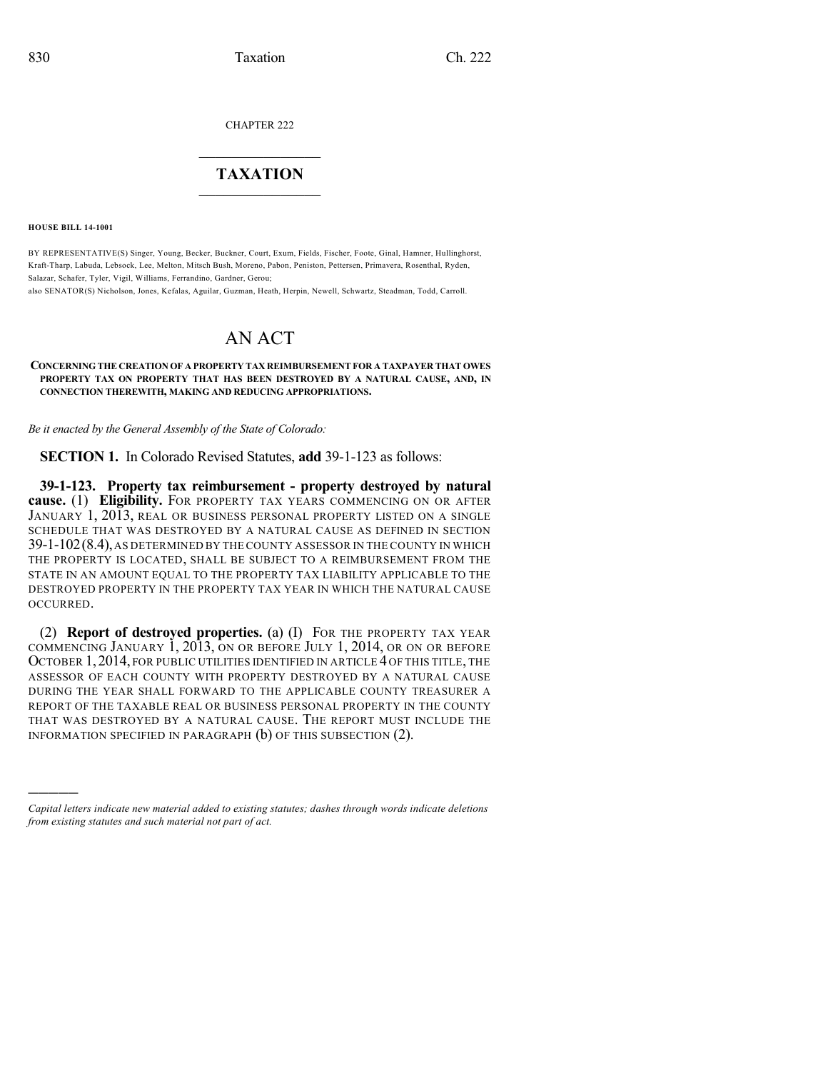CHAPTER 222

# TAXATION

**HOUSE BILL 14-1001**

BY REPRESENTATIVE(S) Singer, Young, Becker, Buckner, Court, Exum, Fields, Fischer, Foote, Ginal, Hamner, Hullinghorst, Kraft-Tharp, Labuda, Lebsock, Lee, Melton, Mitsch Bush, Moreno, Pabon, Peniston, Pettersen, Primavera, Rosenthal, Ryden, Salazar, Schafer, Tyler, Vigil, Williams, Ferrandino, Gardner, Gerou;
also SENATOR(S) Nicholson, Jones, Kefalas, Aguilar, Guzman, Heath, Herpin, Newell, Schwartz, Steadman, Todd, Carroll.

# AN ACT

**CONCERNING THE CREATION OF A PROPERTY TAX REIMBURSEMENT FOR A TAXPAYER THAT OWES PROPERTY TAX ON PROPERTY THAT HAS BEEN DESTROYED BY A NATURAL CAUSE, AND, IN CONNECTION THEREWITH, MAKING AND REDUCING APPROPRIATIONS.**

*Be it enacted by the General Assembly of the State of Colorado:*

**SECTION 1.** In Colorado Revised Statutes, **add** 39-1-123 as follows:

**39-1-123. Property tax reimbursement - property destroyed by natural cause.** (1) **Eligibility.** FOR PROPERTY TAX YEARS COMMENCING ON OR AFTER JANUARY 1, 2013, REAL OR BUSINESS PERSONAL PROPERTY LISTED ON A SINGLE SCHEDULE THAT WAS DESTROYED BY A NATURAL CAUSE AS DEFINED IN SECTION 39-1-102 (8.4), AS DETERMINED BY THE COUNTY ASSESSOR IN THE COUNTY IN WHICH THE PROPERTY IS LOCATED, SHALL BE SUBJECT TO A REIMBURSEMENT FROM THE STATE IN AN AMOUNT EQUAL TO THE PROPERTY TAX LIABILITY APPLICABLE TO THE DESTROYED PROPERTY IN THE PROPERTY TAX YEAR IN WHICH THE NATURAL CAUSE OCCURRED.

(2) **Report of destroyed properties.** (a) (I) FOR THE PROPERTY TAX YEAR COMMENCING JANUARY 1, 2013, ON OR BEFORE JULY 1, 2014, OR ON OR BEFORE OCTOBER 1, 2014, FOR PUBLIC UTILITIES IDENTIFIED IN ARTICLE 4 OF THIS TITLE, THE ASSESSOR OF EACH COUNTY WITH PROPERTY DESTROYED BY A NATURAL CAUSE DURING THE YEAR SHALL FORWARD TO THE APPLICABLE COUNTY TREASURER A REPORT OF THE TAXABLE REAL OR BUSINESS PERSONAL PROPERTY IN THE COUNTY THAT WAS DESTROYED BY A NATURAL CAUSE. THE REPORT MUST INCLUDE THE INFORMATION SPECIFIED IN PARAGRAPH (b) OF THIS SUBSECTION (2).

————

*Capital letters indicate new material added to existing statutes; dashes through words indicate deletions from existing statutes and such material not part of act.*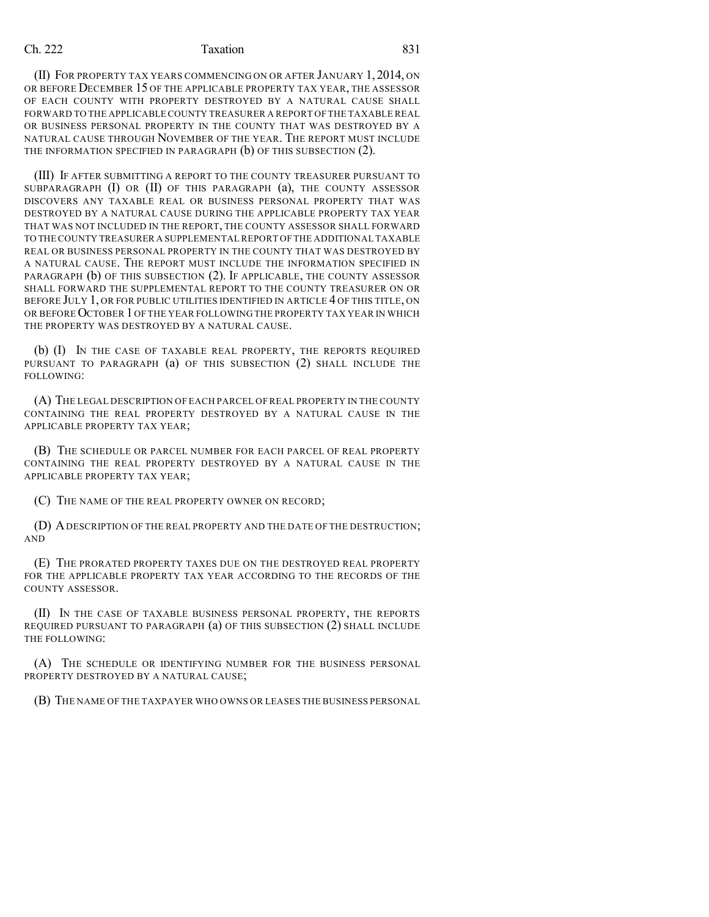(II) FOR PROPERTY TAX YEARS COMMENCING ON OR AFTER JANUARY 1, 2014, ON OR BEFORE DECEMBER 15 OF THE APPLICABLE PROPERTY TAX YEAR, THE ASSESSOR OF EACH COUNTY WITH PROPERTY DESTROYED BY A NATURAL CAUSE SHALL FORWARD TO THE APPLICABLE COUNTY TREASURER A REPORT OF THE TAXABLE REAL OR BUSINESS PERSONAL PROPERTY IN THE COUNTY THAT WAS DESTROYED BY A NATURAL CAUSE THROUGH NOVEMBER OF THE YEAR. THE REPORT MUST INCLUDE THE INFORMATION SPECIFIED IN PARAGRAPH (b) OF THIS SUBSECTION (2).

(III) IF AFTER SUBMITTING A REPORT TO THE COUNTY TREASURER PURSUANT TO SUBPARAGRAPH (I) OR (II) OF THIS PARAGRAPH (a), THE COUNTY ASSESSOR DISCOVERS ANY TAXABLE REAL OR BUSINESS PERSONAL PROPERTY THAT WAS DESTROYED BY A NATURAL CAUSE DURING THE APPLICABLE PROPERTY TAX YEAR THAT WAS NOT INCLUDED IN THE REPORT, THE COUNTY ASSESSOR SHALL FORWARD TO THE COUNTY TREASURER A SUPPLEMENTAL REPORT OF THE ADDITIONAL TAXABLE REAL OR BUSINESS PERSONAL PROPERTY IN THE COUNTY THAT WAS DESTROYED BY A NATURAL CAUSE. THE REPORT MUST INCLUDE THE INFORMATION SPECIFIED IN PARAGRAPH (b) OF THIS SUBSECTION (2). IF APPLICABLE, THE COUNTY ASSESSOR SHALL FORWARD THE SUPPLEMENTAL REPORT TO THE COUNTY TREASURER ON OR BEFORE JULY 1, OR FOR PUBLIC UTILITIES IDENTIFIED IN ARTICLE 4 OF THIS TITLE, ON OR BEFORE OCTOBER 1 OF THE YEAR FOLLOWING THE PROPERTY TAX YEAR IN WHICH THE PROPERTY WAS DESTROYED BY A NATURAL CAUSE.

(b) (I) IN THE CASE OF TAXABLE REAL PROPERTY, THE REPORTS REQUIRED PURSUANT TO PARAGRAPH (a) OF THIS SUBSECTION (2) SHALL INCLUDE THE FOLLOWING:

(A) THE LEGAL DESCRIPTION OF EACH PARCEL OF REAL PROPERTY IN THE COUNTY CONTAINING THE REAL PROPERTY DESTROYED BY A NATURAL CAUSE IN THE APPLICABLE PROPERTY TAX YEAR;

(B) THE SCHEDULE OR PARCEL NUMBER FOR EACH PARCEL OF REAL PROPERTY CONTAINING THE REAL PROPERTY DESTROYED BY A NATURAL CAUSE IN THE APPLICABLE PROPERTY TAX YEAR;

(C) THE NAME OF THE REAL PROPERTY OWNER ON RECORD;

(D) A DESCRIPTION OF THE REAL PROPERTY AND THE DATE OF THE DESTRUCTION; AND

(E) THE PRORATED PROPERTY TAXES DUE ON THE DESTROYED REAL PROPERTY FOR THE APPLICABLE PROPERTY TAX YEAR ACCORDING TO THE RECORDS OF THE COUNTY ASSESSOR.

(II) IN THE CASE OF TAXABLE BUSINESS PERSONAL PROPERTY, THE REPORTS REQUIRED PURSUANT TO PARAGRAPH (a) OF THIS SUBSECTION (2) SHALL INCLUDE THE FOLLOWING:

(A) THE SCHEDULE OR IDENTIFYING NUMBER FOR THE BUSINESS PERSONAL PROPERTY DESTROYED BY A NATURAL CAUSE;

(B) THE NAME OF THE TAXPAYER WHO OWNS OR LEASES THE BUSINESS PERSONAL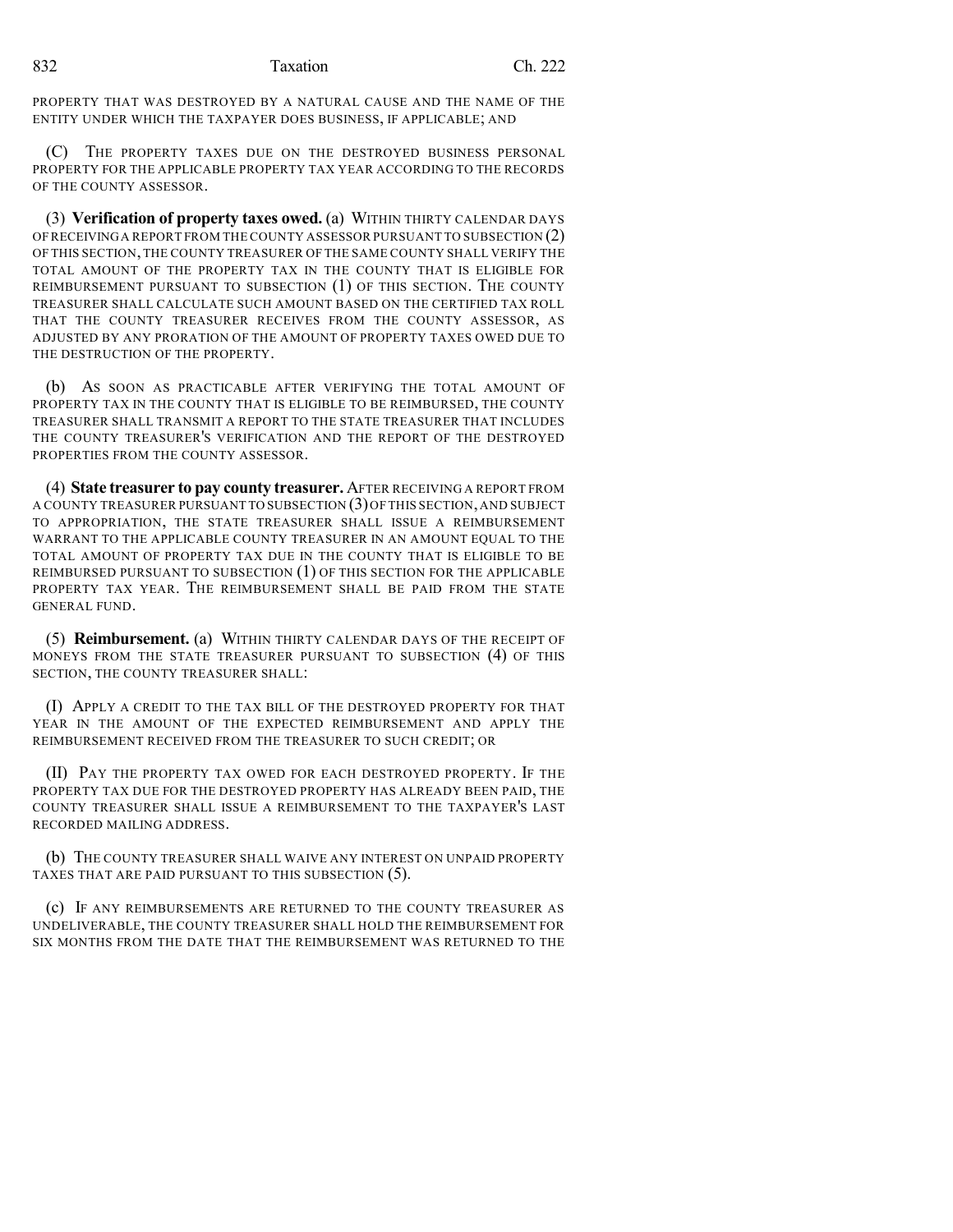PROPERTY THAT WAS DESTROYED BY A NATURAL CAUSE AND THE NAME OF THE ENTITY UNDER WHICH THE TAXPAYER DOES BUSINESS, IF APPLICABLE; AND

(C) THE PROPERTY TAXES DUE ON THE DESTROYED BUSINESS PERSONAL PROPERTY FOR THE APPLICABLE PROPERTY TAX YEAR ACCORDING TO THE RECORDS OF THE COUNTY ASSESSOR.

(3) **Verification of property taxes owed.** (a) WITHIN THIRTY CALENDAR DAYS OF RECEIVING A REPORT FROM THE COUNTY ASSESSOR PURSUANT TO SUBSECTION (2) OF THIS SECTION, THE COUNTY TREASURER OF THE SAME COUNTY SHALL VERIFY THE TOTAL AMOUNT OF THE PROPERTY TAX IN THE COUNTY THAT IS ELIGIBLE FOR REIMBURSEMENT PURSUANT TO SUBSECTION (1) OF THIS SECTION. THE COUNTY TREASURER SHALL CALCULATE SUCH AMOUNT BASED ON THE CERTIFIED TAX ROLL THAT THE COUNTY TREASURER RECEIVES FROM THE COUNTY ASSESSOR, AS ADJUSTED BY ANY PRORATION OF THE AMOUNT OF PROPERTY TAXES OWED DUE TO THE DESTRUCTION OF THE PROPERTY.

(b) AS SOON AS PRACTICABLE AFTER VERIFYING THE TOTAL AMOUNT OF PROPERTY TAX IN THE COUNTY THAT IS ELIGIBLE TO BE REIMBURSED, THE COUNTY TREASURER SHALL TRANSMIT A REPORT TO THE STATE TREASURER THAT INCLUDES THE COUNTY TREASURER'S VERIFICATION AND THE REPORT OF THE DESTROYED PROPERTIES FROM THE COUNTY ASSESSOR.

(4) **State treasurer to pay county treasurer.** AFTER RECEIVING A REPORT FROM A COUNTY TREASURER PURSUANT TO SUBSECTION (3) OF THIS SECTION, AND SUBJECT TO APPROPRIATION, THE STATE TREASURER SHALL ISSUE A REIMBURSEMENT WARRANT TO THE APPLICABLE COUNTY TREASURER IN AN AMOUNT EQUAL TO THE TOTAL AMOUNT OF PROPERTY TAX DUE IN THE COUNTY THAT IS ELIGIBLE TO BE REIMBURSED PURSUANT TO SUBSECTION (1) OF THIS SECTION FOR THE APPLICABLE PROPERTY TAX YEAR. THE REIMBURSEMENT SHALL BE PAID FROM THE STATE GENERAL FUND.

(5) **Reimbursement.** (a) WITHIN THIRTY CALENDAR DAYS OF THE RECEIPT OF MONEYS FROM THE STATE TREASURER PURSUANT TO SUBSECTION (4) OF THIS SECTION, THE COUNTY TREASURER SHALL:

(I) APPLY A CREDIT TO THE TAX BILL OF THE DESTROYED PROPERTY FOR THAT YEAR IN THE AMOUNT OF THE EXPECTED REIMBURSEMENT AND APPLY THE REIMBURSEMENT RECEIVED FROM THE TREASURER TO SUCH CREDIT; OR

(II) PAY THE PROPERTY TAX OWED FOR EACH DESTROYED PROPERTY. IF THE PROPERTY TAX DUE FOR THE DESTROYED PROPERTY HAS ALREADY BEEN PAID, THE COUNTY TREASURER SHALL ISSUE A REIMBURSEMENT TO THE TAXPAYER'S LAST RECORDED MAILING ADDRESS.

(b) THE COUNTY TREASURER SHALL WAIVE ANY INTEREST ON UNPAID PROPERTY TAXES THAT ARE PAID PURSUANT TO THIS SUBSECTION (5).

(c) IF ANY REIMBURSEMENTS ARE RETURNED TO THE COUNTY TREASURER AS UNDELIVERABLE, THE COUNTY TREASURER SHALL HOLD THE REIMBURSEMENT FOR SIX MONTHS FROM THE DATE THAT THE REIMBURSEMENT WAS RETURNED TO THE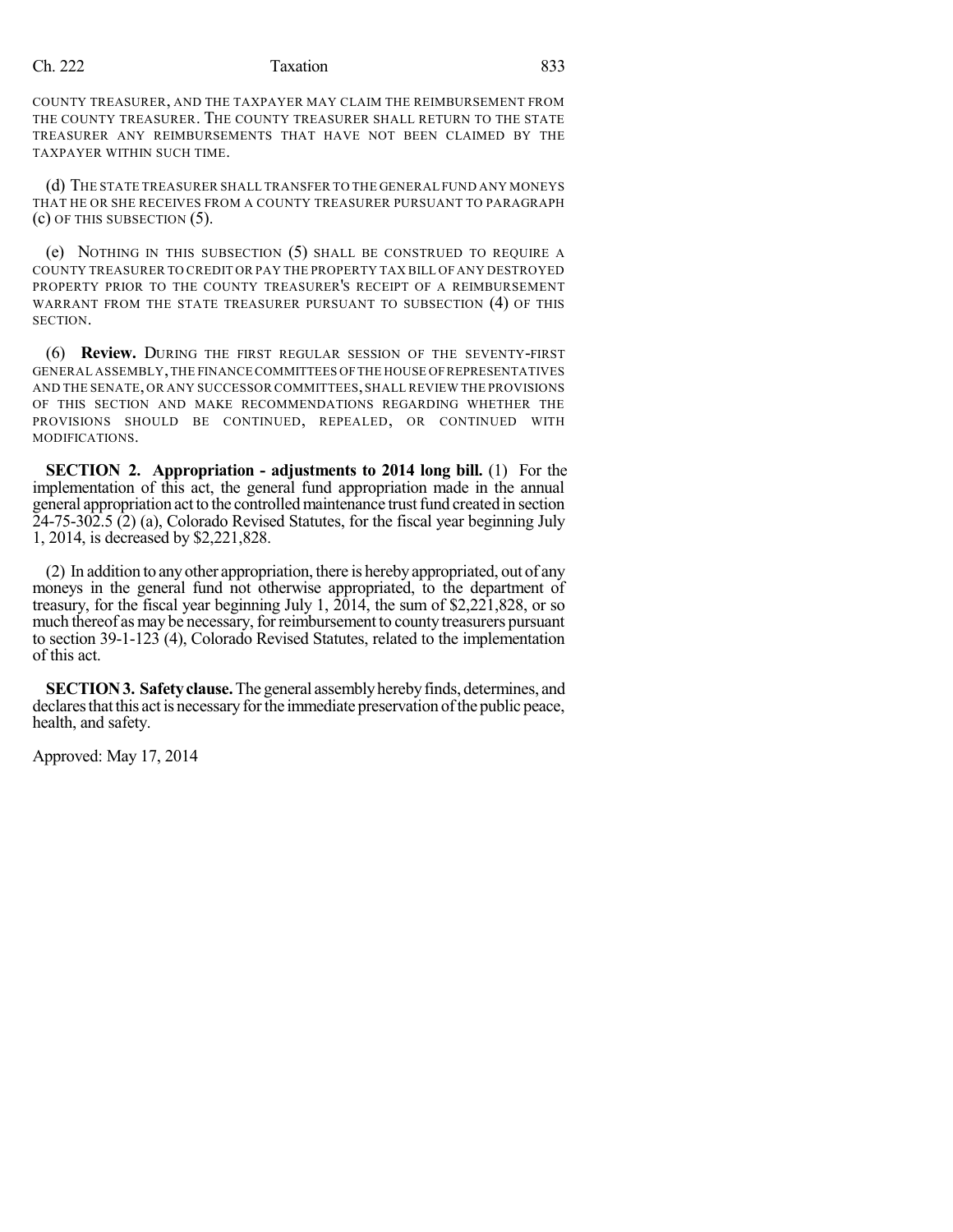COUNTY TREASURER, AND THE TAXPAYER MAY CLAIM THE REIMBURSEMENT FROM THE COUNTY TREASURER. THE COUNTY TREASURER SHALL RETURN TO THE STATE TREASURER ANY REIMBURSEMENTS THAT HAVE NOT BEEN CLAIMED BY THE TAXPAYER WITHIN SUCH TIME.

(d) THE STATE TREASURER SHALL TRANSFER TO THE GENERAL FUND ANY MONEYS THAT HE OR SHE RECEIVES FROM A COUNTY TREASURER PURSUANT TO PARAGRAPH (c) OF THIS SUBSECTION (5).

(e) NOTHING IN THIS SUBSECTION (5) SHALL BE CONSTRUED TO REQUIRE A COUNTY TREASURER TO CREDIT OR PAY THE PROPERTY TAX BILL OF ANY DESTROYED PROPERTY PRIOR TO THE COUNTY TREASURER'S RECEIPT OF A REIMBURSEMENT WARRANT FROM THE STATE TREASURER PURSUANT TO SUBSECTION (4) OF THIS SECTION.

(6) **Review.** DURING THE FIRST REGULAR SESSION OF THE SEVENTY-FIRST GENERAL ASSEMBLY, THE FINANCE COMMITTEES OF THE HOUSE OF REPRESENTATIVES AND THE SENATE, OR ANY SUCCESSOR COMMITTEES, SHALL REVIEW THE PROVISIONS OF THIS SECTION AND MAKE RECOMMENDATIONS REGARDING WHETHER THE PROVISIONS SHOULD BE CONTINUED, REPEALED, OR CONTINUED WITH MODIFICATIONS.

**SECTION 2. Appropriation - adjustments to 2014 long bill.** (1) For the implementation of this act, the general fund appropriation made in the annual general appropriation act to the controlled maintenance trust fund created in section 24-75-302.5 (2) (a), Colorado Revised Statutes, for the fiscal year beginning July 1, 2014, is decreased by $2,221,828.

(2) In addition to any other appropriation, there is hereby appropriated, out of any moneys in the general fund not otherwise appropriated, to the department of treasury, for the fiscal year beginning July 1, 2014, the sum of $2,221,828, or so much thereof as may be necessary, for reimbursement to county treasurers pursuant to section 39-1-123 (4), Colorado Revised Statutes, related to the implementation of this act.

**SECTION 3. Safety clause.** The general assembly hereby finds, determines, and declares that this act is necessary for the immediate preservation of the public peace, health, and safety.

Approved: May 17, 2014